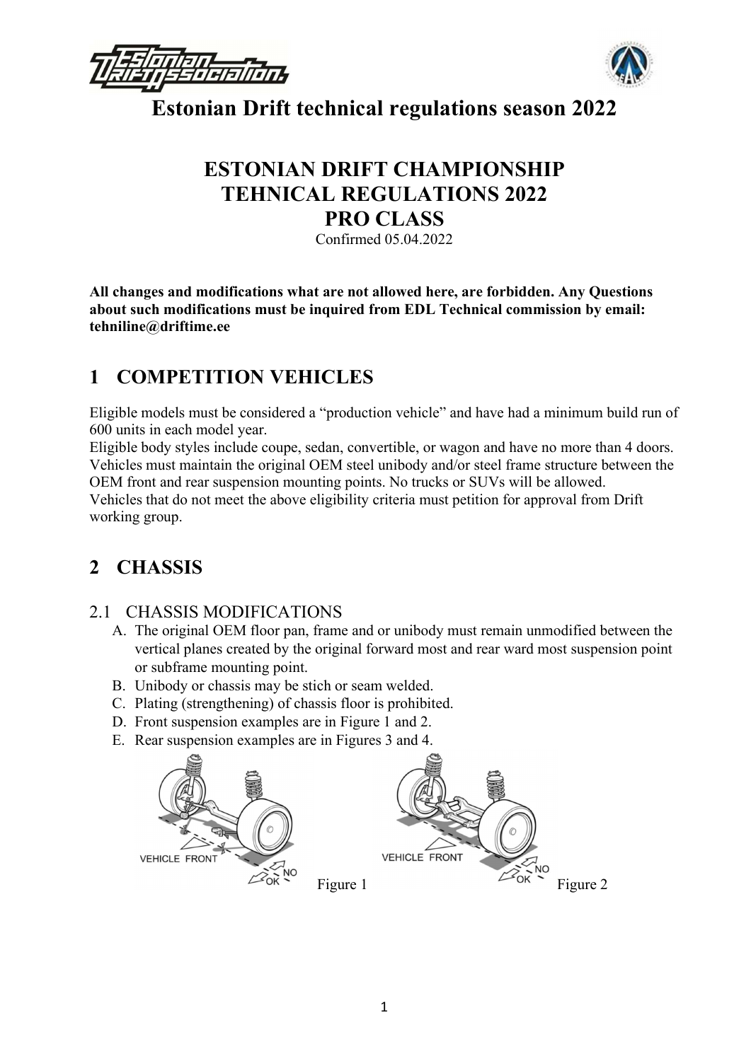# Estonian Drift technical regulations season 2022

## ESTONIAN DRIFT CHAMPIONSHIP
## TEHNICAL REGULATIONS 2022
## PRO CLASS

Confirmed 05.04.2022

**All changes and modifications what are not allowed here, are forbidden. Any Questions about such modifications must be inquired from EDL Technical commission by email: tehniline@driftime.ee**

## 1 COMPETITION VEHICLES

Eligible models must be considered a "production vehicle" and have had a minimum build run of 600 units in each model year.

Eligible body styles include coupe, sedan, convertible, or wagon and have no more than 4 doors. Vehicles must maintain the original OEM steel unibody and/or steel frame structure between the OEM front and rear suspension mounting points. No trucks or SUVs will be allowed.

Vehicles that do not meet the above eligibility criteria must petition for approval from Drift working group.

## 2 CHASSIS

### 2.1 CHASSIS MODIFICATIONS

A. The original OEM floor pan, frame and or unibody must remain unmodified between the vertical planes created by the original forward most and rear ward most suspension point or subframe mounting point.
B. Unibody or chassis may be stich or seam welded.
C. Plating (strengthening) of chassis floor is prohibited.
D. Front suspension examples are in Figure 1 and 2.
E. Rear suspension examples are in Figures 3 and 4.

Figure 1

Figure 2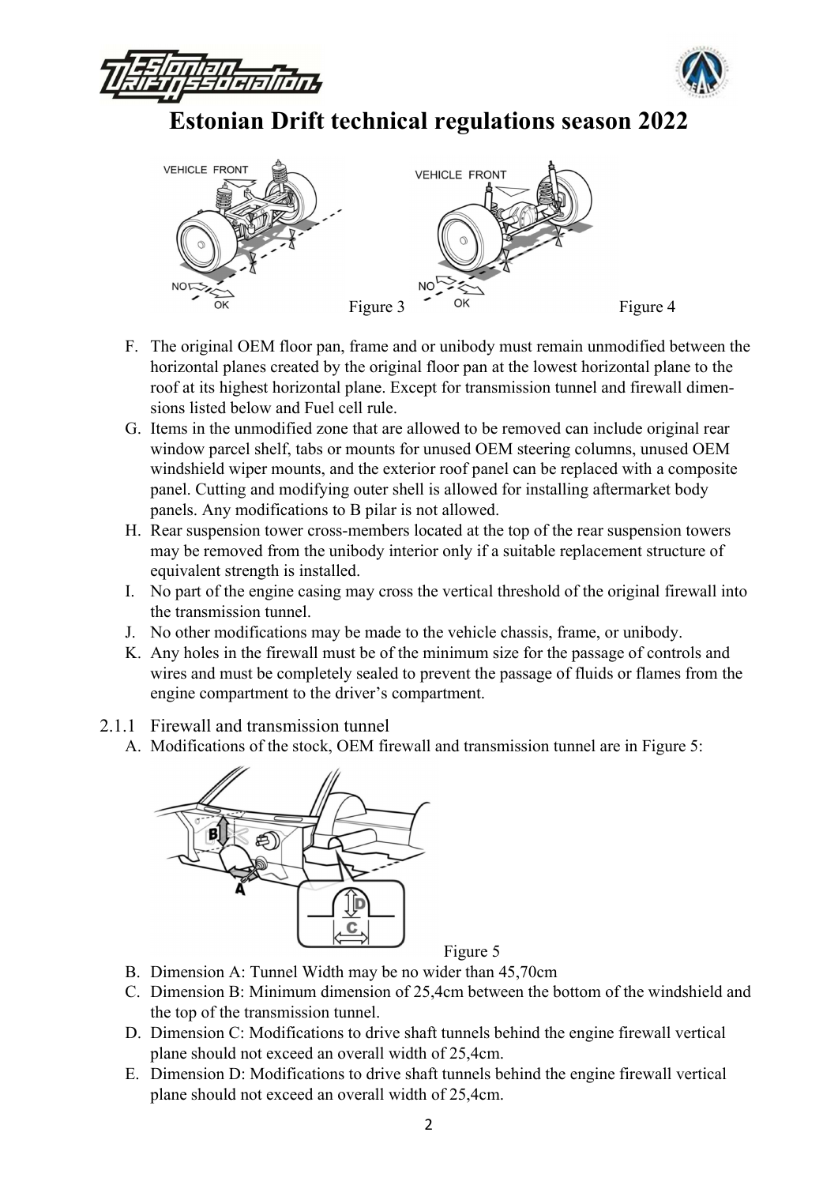# Estonian Drift technical regulations season 2022

Figure 3

Figure 4

F. The original OEM floor pan, frame and or unibody must remain unmodified between the horizontal planes created by the original floor pan at the lowest horizontal plane to the roof at its highest horizontal plane. Except for transmission tunnel and firewall dimensions listed below and Fuel cell rule.

G. Items in the unmodified zone that are allowed to be removed can include original rear window parcel shelf, tabs or mounts for unused OEM steering columns, unused OEM windshield wiper mounts, and the exterior roof panel can be replaced with a composite panel. Cutting and modifying outer shell is allowed for installing aftermarket body panels. Any modifications to B pilar is not allowed.

H. Rear suspension tower cross-members located at the top of the rear suspension towers may be removed from the unibody interior only if a suitable replacement structure of equivalent strength is installed.

I. No part of the engine casing may cross the vertical threshold of the original firewall into the transmission tunnel.

J. No other modifications may be made to the vehicle chassis, frame, or unibody.

K. Any holes in the firewall must be of the minimum size for the passage of controls and wires and must be completely sealed to prevent the passage of fluids or flames from the engine compartment to the driver's compartment.

### 2.1.1 Firewall and transmission tunnel

A. Modifications of the stock, OEM firewall and transmission tunnel are in Figure 5:

Figure 5

B. Dimension A: Tunnel Width may be no wider than 45,70cm

C. Dimension B: Minimum dimension of 25,4cm between the bottom of the windshield and the top of the transmission tunnel.

D. Dimension C: Modifications to drive shaft tunnels behind the engine firewall vertical plane should not exceed an overall width of 25,4cm.

E. Dimension D: Modifications to drive shaft tunnels behind the engine firewall vertical plane should not exceed an overall width of 25,4cm.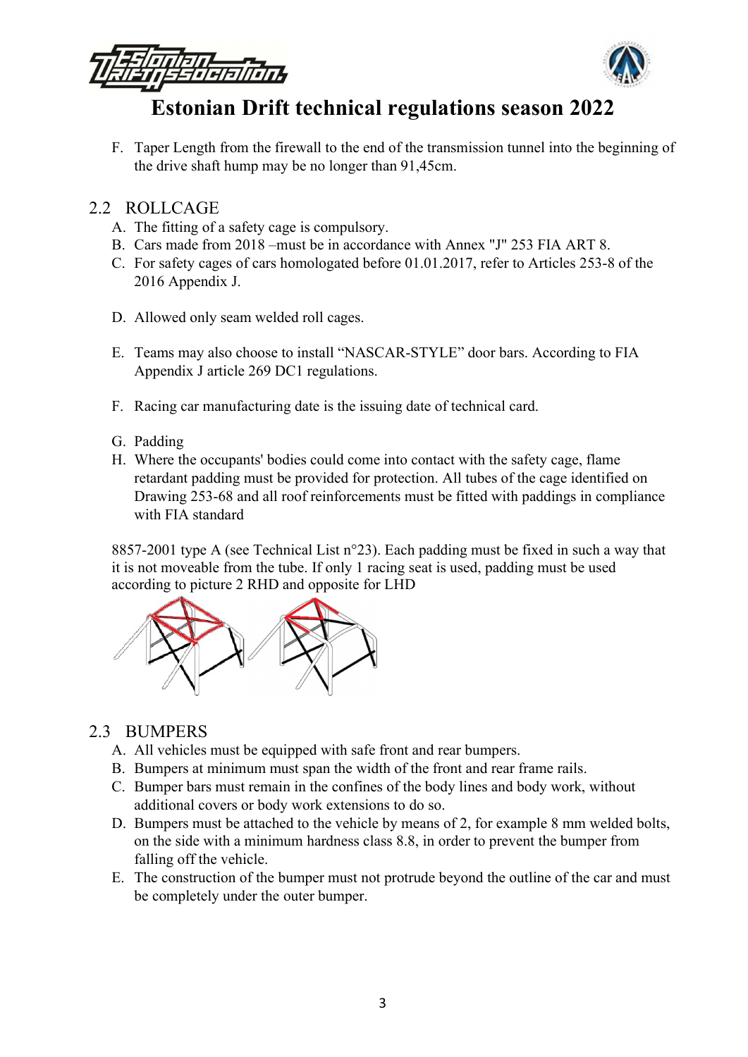F. Taper Length from the firewall to the end of the transmission tunnel into the beginning of the drive shaft hump may be no longer than 91,45cm.

## 2.2 ROLLCAGE

A. The fitting of a safety cage is compulsory.
B. Cars made from 2018 –must be in accordance with Annex "J" 253 FIA ART 8.
C. For safety cages of cars homologated before 01.01.2017, refer to Articles 253-8 of the 2016 Appendix J.
D. Allowed only seam welded roll cages.
E. Teams may also choose to install "NASCAR-STYLE" door bars. According to FIA Appendix J article 269 DC1 regulations.
F. Racing car manufacturing date is the issuing date of technical card.
G. Padding
H. Where the occupants' bodies could come into contact with the safety cage, flame retardant padding must be provided for protection. All tubes of the cage identified on Drawing 253-68 and all roof reinforcements must be fitted with paddings in compliance with FIA standard

8857-2001 type A (see Technical List n°23). Each padding must be fixed in such a way that it is not moveable from the tube. If only 1 racing seat is used, padding must be used according to picture 2 RHD and opposite for LHD

## 2.3 BUMPERS

A. All vehicles must be equipped with safe front and rear bumpers.
B. Bumpers at minimum must span the width of the front and rear frame rails.
C. Bumper bars must remain in the confines of the body lines and body work, without additional covers or body work extensions to do so.
D. Bumpers must be attached to the vehicle by means of 2, for example 8 mm welded bolts, on the side with a minimum hardness class 8.8, in order to prevent the bumper from falling off the vehicle.
E. The construction of the bumper must not protrude beyond the outline of the car and must be completely under the outer bumper.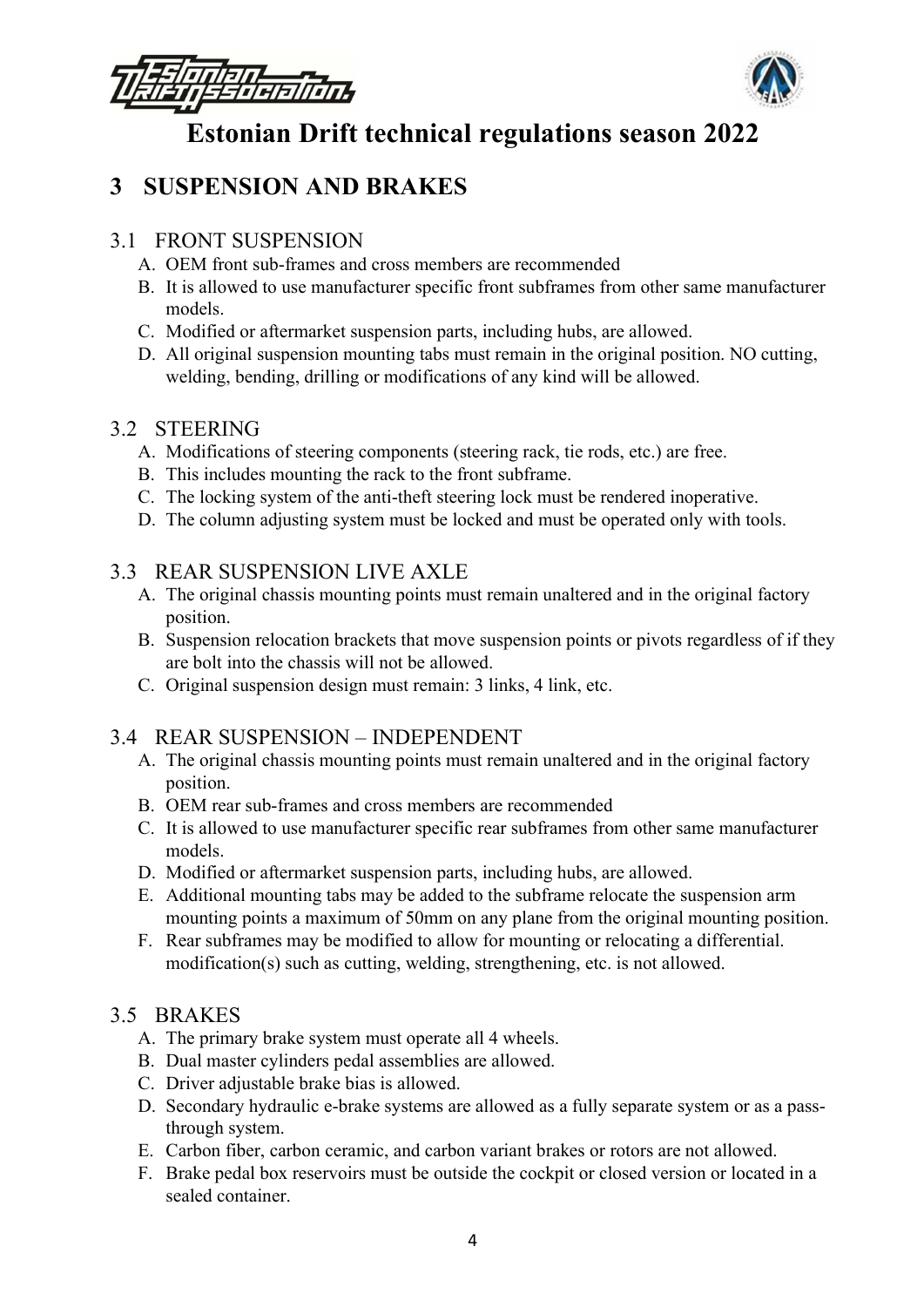# Estonian Drift technical regulations season 2022

## 3 SUSPENSION AND BRAKES

### 3.1 FRONT SUSPENSION

A. OEM front sub-frames and cross members are recommended
B. It is allowed to use manufacturer specific front subframes from other same manufacturer models.
C. Modified or aftermarket suspension parts, including hubs, are allowed.
D. All original suspension mounting tabs must remain in the original position. NO cutting, welding, bending, drilling or modifications of any kind will be allowed.

### 3.2 STEERING

A. Modifications of steering components (steering rack, tie rods, etc.) are free.
B. This includes mounting the rack to the front subframe.
C. The locking system of the anti-theft steering lock must be rendered inoperative.
D. The column adjusting system must be locked and must be operated only with tools.

### 3.3 REAR SUSPENSION LIVE AXLE

A. The original chassis mounting points must remain unaltered and in the original factory position.
B. Suspension relocation brackets that move suspension points or pivots regardless of if they are bolt into the chassis will not be allowed.
C. Original suspension design must remain: 3 links, 4 link, etc.

### 3.4 REAR SUSPENSION – INDEPENDENT

A. The original chassis mounting points must remain unaltered and in the original factory position.
B. OEM rear sub-frames and cross members are recommended
C. It is allowed to use manufacturer specific rear subframes from other same manufacturer models.
D. Modified or aftermarket suspension parts, including hubs, are allowed.
E. Additional mounting tabs may be added to the subframe relocate the suspension arm mounting points a maximum of 50mm on any plane from the original mounting position.
F. Rear subframes may be modified to allow for mounting or relocating a differential. modification(s) such as cutting, welding, strengthening, etc. is not allowed.

### 3.5 BRAKES

A. The primary brake system must operate all 4 wheels.
B. Dual master cylinders pedal assemblies are allowed.
C. Driver adjustable brake bias is allowed.
D. Secondary hydraulic e-brake systems are allowed as a fully separate system or as a pass-through system.
E. Carbon fiber, carbon ceramic, and carbon variant brakes or rotors are not allowed.
F. Brake pedal box reservoirs must be outside the cockpit or closed version or located in a sealed container.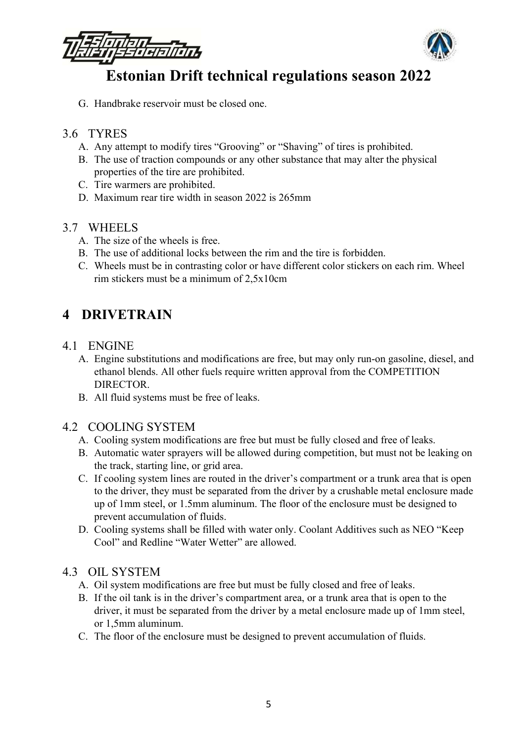G. Handbrake reservoir must be closed one.

### 3.6 TYRES

A. Any attempt to modify tires "Grooving" or "Shaving" of tires is prohibited.
B. The use of traction compounds or any other substance that may alter the physical properties of the tire are prohibited.
C. Tire warmers are prohibited.
D. Maximum rear tire width in season 2022 is 265mm

### 3.7 WHEELS

A. The size of the wheels is free.
B. The use of additional locks between the rim and the tire is forbidden.
C. Wheels must be in contrasting color or have different color stickers on each rim. Wheel rim stickers must be a minimum of 2,5x10cm

## 4 DRIVETRAIN

### 4.1 ENGINE

A. Engine substitutions and modifications are free, but may only run-on gasoline, diesel, and ethanol blends. All other fuels require written approval from the COMPETITION DIRECTOR.
B. All fluid systems must be free of leaks.

### 4.2 COOLING SYSTEM

A. Cooling system modifications are free but must be fully closed and free of leaks.
B. Automatic water sprayers will be allowed during competition, but must not be leaking on the track, starting line, or grid area.
C. If cooling system lines are routed in the driver's compartment or a trunk area that is open to the driver, they must be separated from the driver by a crushable metal enclosure made up of 1mm steel, or 1.5mm aluminum. The floor of the enclosure must be designed to prevent accumulation of fluids.
D. Cooling systems shall be filled with water only. Coolant Additives such as NEO "Keep Cool" and Redline "Water Wetter" are allowed.

### 4.3 OIL SYSTEM

A. Oil system modifications are free but must be fully closed and free of leaks.
B. If the oil tank is in the driver's compartment area, or a trunk area that is open to the driver, it must be separated from the driver by a metal enclosure made up of 1mm steel, or 1,5mm aluminum.
C. The floor of the enclosure must be designed to prevent accumulation of fluids.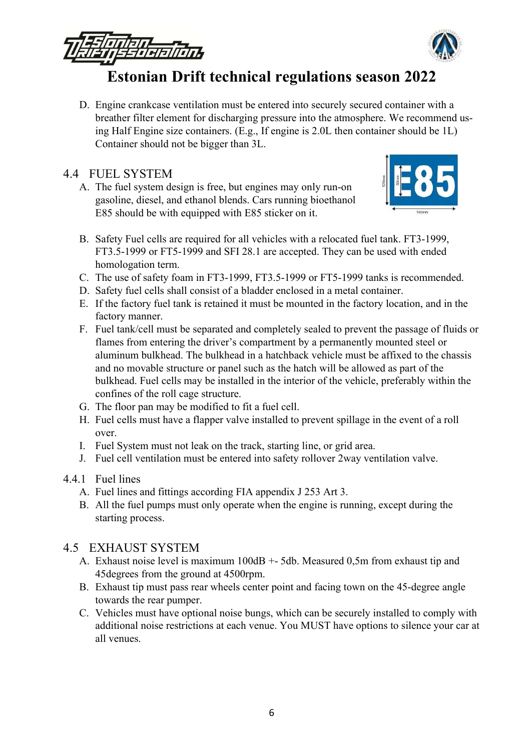D. Engine crankcase ventilation must be entered into securely secured container with a breather filter element for discharging pressure into the atmosphere. We recommend using Half Engine size containers. (E.g., If engine is 2.0L then container should be 1L) Container should not be bigger than 3L.

## 4.4 FUEL SYSTEM

A. The fuel system design is free, but engines may only run-on gasoline, diesel, and ethanol blends. Cars running bioethanol E85 should be with equipped with E85 sticker on it.

B. Safety Fuel cells are required for all vehicles with a relocated fuel tank. FT3-1999, FT3.5-1999 or FT5-1999 and SFI 28.1 are accepted. They can be used with ended homologation term.

C. The use of safety foam in FT3-1999, FT3.5-1999 or FT5-1999 tanks is recommended.

D. Safety fuel cells shall consist of a bladder enclosed in a metal container.

E. If the factory fuel tank is retained it must be mounted in the factory location, and in the factory manner.

F. Fuel tank/cell must be separated and completely sealed to prevent the passage of fluids or flames from entering the driver's compartment by a permanently mounted steel or aluminum bulkhead. The bulkhead in a hatchback vehicle must be affixed to the chassis and no movable structure or panel such as the hatch will be allowed as part of the bulkhead. Fuel cells may be installed in the interior of the vehicle, preferably within the confines of the roll cage structure.

G. The floor pan may be modified to fit a fuel cell.

H. Fuel cells must have a flapper valve installed to prevent spillage in the event of a roll over.

I. Fuel System must not leak on the track, starting line, or grid area.

J. Fuel cell ventilation must be entered into safety rollover 2way ventilation valve.

### 4.4.1 Fuel lines

A. Fuel lines and fittings according FIA appendix J 253 Art 3.

B. All the fuel pumps must only operate when the engine is running, except during the starting process.

## 4.5 EXHAUST SYSTEM

A. Exhaust noise level is maximum 100dB +- 5db. Measured 0,5m from exhaust tip and 45degrees from the ground at 4500rpm.

B. Exhaust tip must pass rear wheels center point and facing town on the 45-degree angle towards the rear pumper.

C. Vehicles must have optional noise bungs, which can be securely installed to comply with additional noise restrictions at each venue. You MUST have options to silence your car at all venues.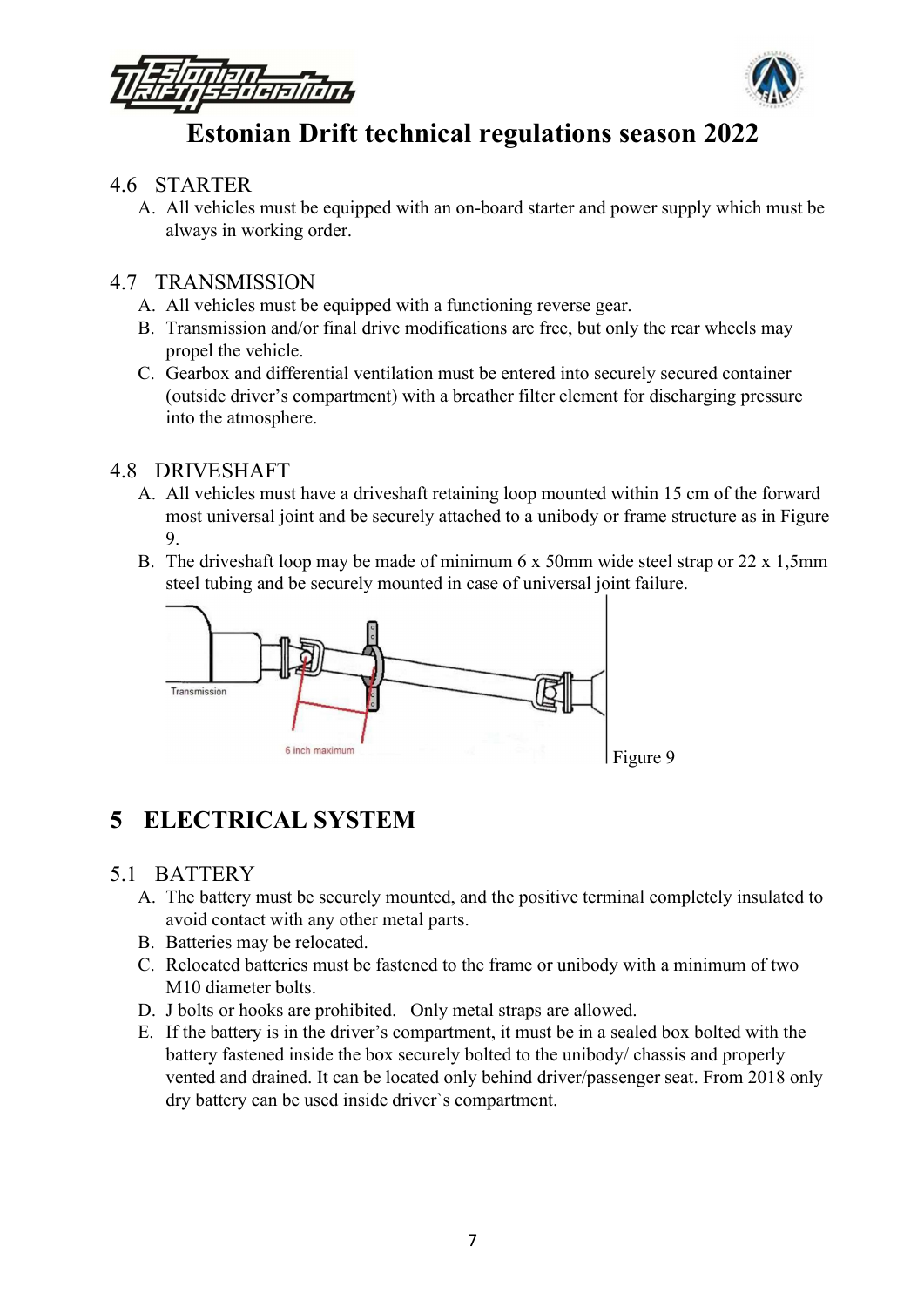## 4.6 STARTER

A. All vehicles must be equipped with an on-board starter and power supply which must be always in working order.

## 4.7 TRANSMISSION

A. All vehicles must be equipped with a functioning reverse gear.
B. Transmission and/or final drive modifications are free, but only the rear wheels may propel the vehicle.
C. Gearbox and differential ventilation must be entered into securely secured container (outside driver's compartment) with a breather filter element for discharging pressure into the atmosphere.

## 4.8 DRIVESHAFT

A. All vehicles must have a driveshaft retaining loop mounted within 15 cm of the forward most universal joint and be securely attached to a unibody or frame structure as in Figure 9.
B. The driveshaft loop may be made of minimum 6 x 50mm wide steel strap or 22 x 1,5mm steel tubing and be securely mounted in case of universal joint failure.

Figure 9

# 5 ELECTRICAL SYSTEM

## 5.1 BATTERY

A. The battery must be securely mounted, and the positive terminal completely insulated to avoid contact with any other metal parts.
B. Batteries may be relocated.
C. Relocated batteries must be fastened to the frame or unibody with a minimum of two M10 diameter bolts.
D. J bolts or hooks are prohibited. Only metal straps are allowed.
E. If the battery is in the driver's compartment, it must be in a sealed box bolted with the battery fastened inside the box securely bolted to the unibody/ chassis and properly vented and drained. It can be located only behind driver/passenger seat. From 2018 only dry battery can be used inside driver`s compartment.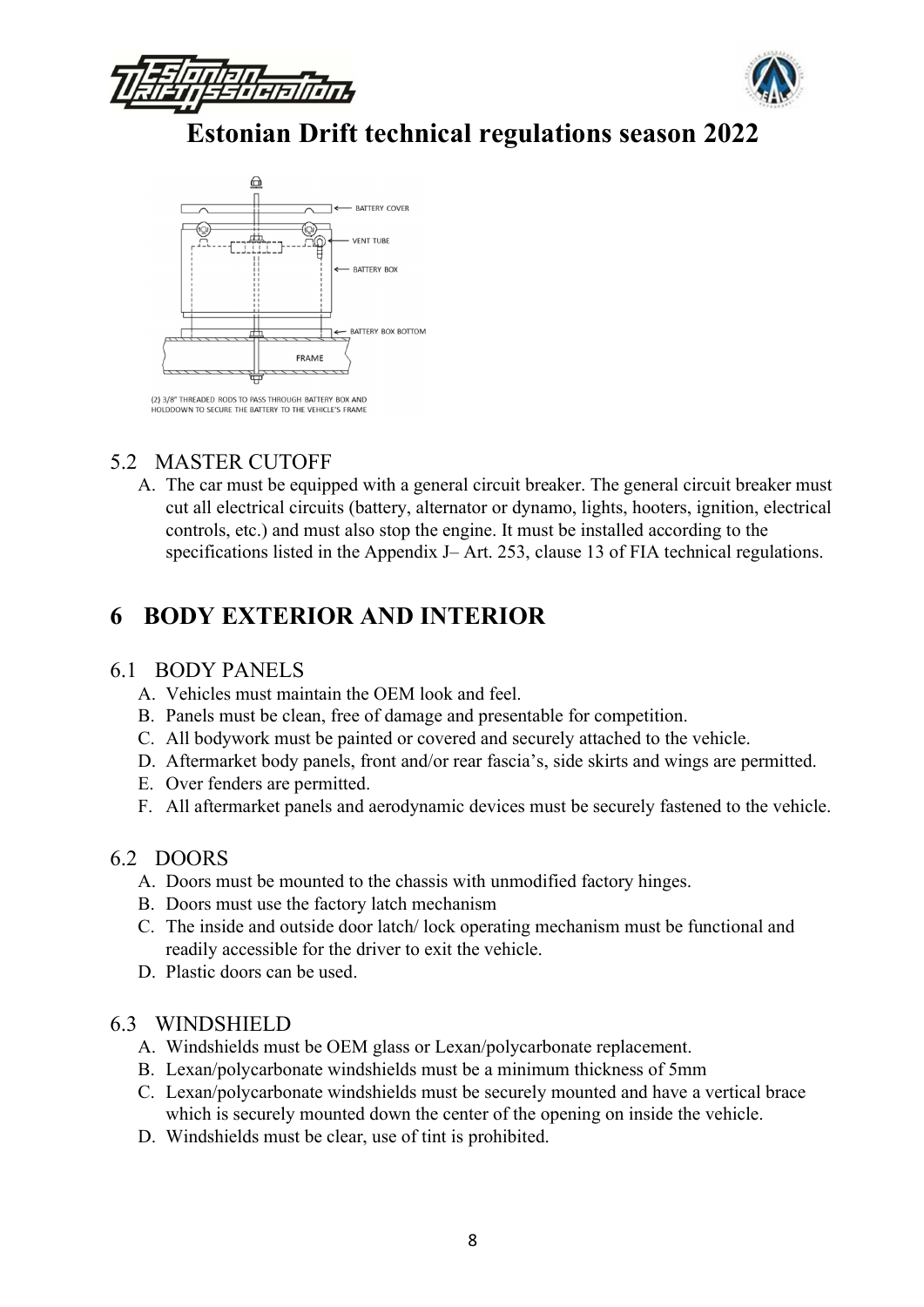## 5.2 MASTER CUTOFF

A. The car must be equipped with a general circuit breaker. The general circuit breaker must cut all electrical circuits (battery, alternator or dynamo, lights, hooters, ignition, electrical controls, etc.) and must also stop the engine. It must be installed according to the specifications listed in the Appendix J– Art. 253, clause 13 of FIA technical regulations.

# 6 BODY EXTERIOR AND INTERIOR

## 6.1 BODY PANELS

A. Vehicles must maintain the OEM look and feel.
B. Panels must be clean, free of damage and presentable for competition.
C. All bodywork must be painted or covered and securely attached to the vehicle.
D. Aftermarket body panels, front and/or rear fascia's, side skirts and wings are permitted.
E. Over fenders are permitted.
F. All aftermarket panels and aerodynamic devices must be securely fastened to the vehicle.

## 6.2 DOORS

A. Doors must be mounted to the chassis with unmodified factory hinges.
B. Doors must use the factory latch mechanism
C. The inside and outside door latch/ lock operating mechanism must be functional and readily accessible for the driver to exit the vehicle.
D. Plastic doors can be used.

## 6.3 WINDSHIELD

A. Windshields must be OEM glass or Lexan/polycarbonate replacement.
B. Lexan/polycarbonate windshields must be a minimum thickness of 5mm
C. Lexan/polycarbonate windshields must be securely mounted and have a vertical brace which is securely mounted down the center of the opening on inside the vehicle.
D. Windshields must be clear, use of tint is prohibited.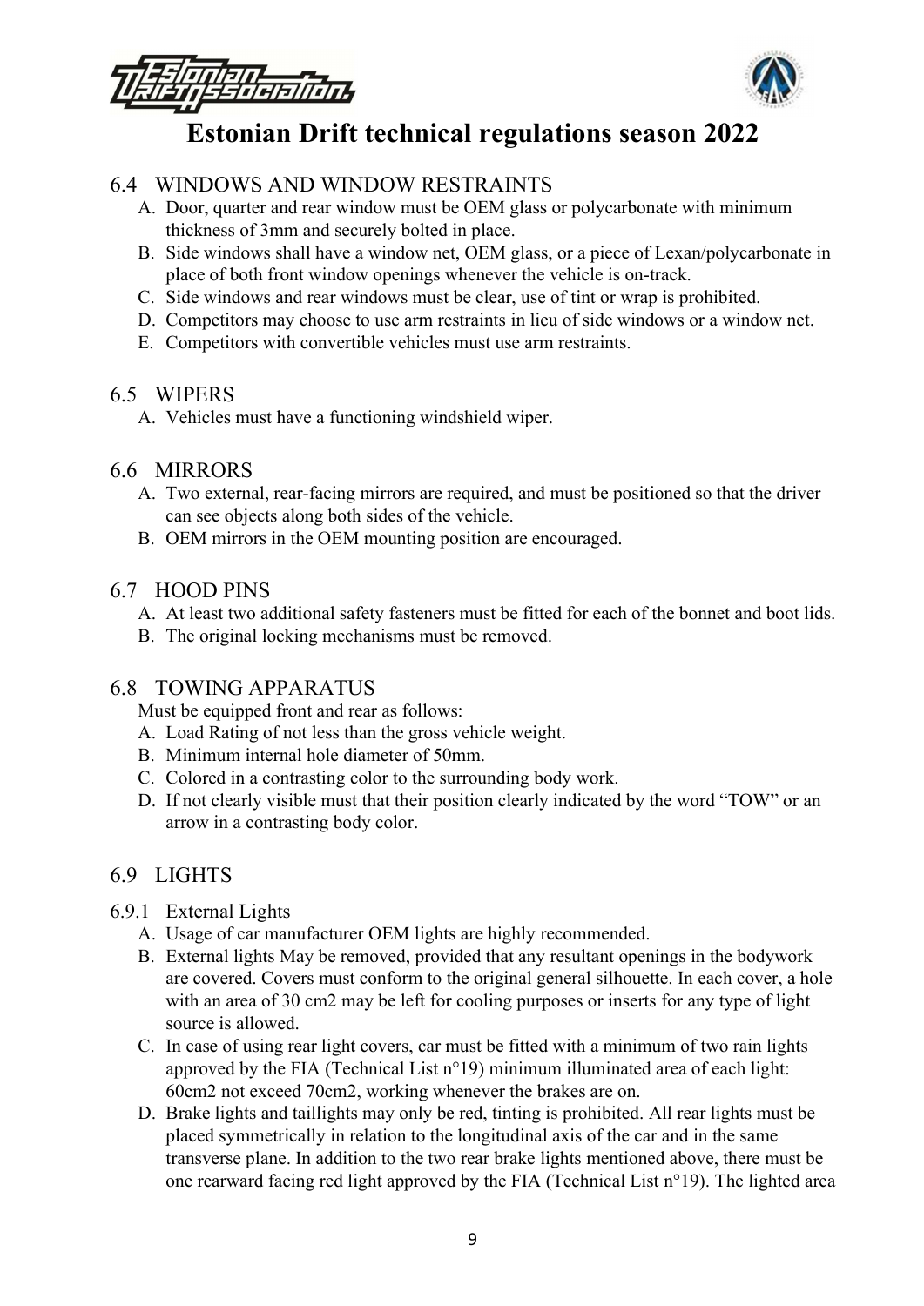# Estonian Drift technical regulations season 2022

## 6.4 WINDOWS AND WINDOW RESTRAINTS

A. Door, quarter and rear window must be OEM glass or polycarbonate with minimum thickness of 3mm and securely bolted in place.
B. Side windows shall have a window net, OEM glass, or a piece of Lexan/polycarbonate in place of both front window openings whenever the vehicle is on-track.
C. Side windows and rear windows must be clear, use of tint or wrap is prohibited.
D. Competitors may choose to use arm restraints in lieu of side windows or a window net.
E. Competitors with convertible vehicles must use arm restraints.

## 6.5 WIPERS

A. Vehicles must have a functioning windshield wiper.

## 6.6 MIRRORS

A. Two external, rear-facing mirrors are required, and must be positioned so that the driver can see objects along both sides of the vehicle.
B. OEM mirrors in the OEM mounting position are encouraged.

## 6.7 HOOD PINS

A. At least two additional safety fasteners must be fitted for each of the bonnet and boot lids.
B. The original locking mechanisms must be removed.

## 6.8 TOWING APPARATUS

Must be equipped front and rear as follows:

A. Load Rating of not less than the gross vehicle weight.
B. Minimum internal hole diameter of 50mm.
C. Colored in a contrasting color to the surrounding body work.
D. If not clearly visible must that their position clearly indicated by the word "TOW" or an arrow in a contrasting body color.

## 6.9 LIGHTS

### 6.9.1 External Lights

A. Usage of car manufacturer OEM lights are highly recommended.
B. External lights May be removed, provided that any resultant openings in the bodywork are covered. Covers must conform to the original general silhouette. In each cover, a hole with an area of 30 cm2 may be left for cooling purposes or inserts for any type of light source is allowed.
C. In case of using rear light covers, car must be fitted with a minimum of two rain lights approved by the FIA (Technical List n°19) minimum illuminated area of each light: 60cm2 not exceed 70cm2, working whenever the brakes are on.
D. Brake lights and taillights may only be red, tinting is prohibited. All rear lights must be placed symmetrically in relation to the longitudinal axis of the car and in the same transverse plane. In addition to the two rear brake lights mentioned above, there must be one rearward facing red light approved by the FIA (Technical List n°19). The lighted area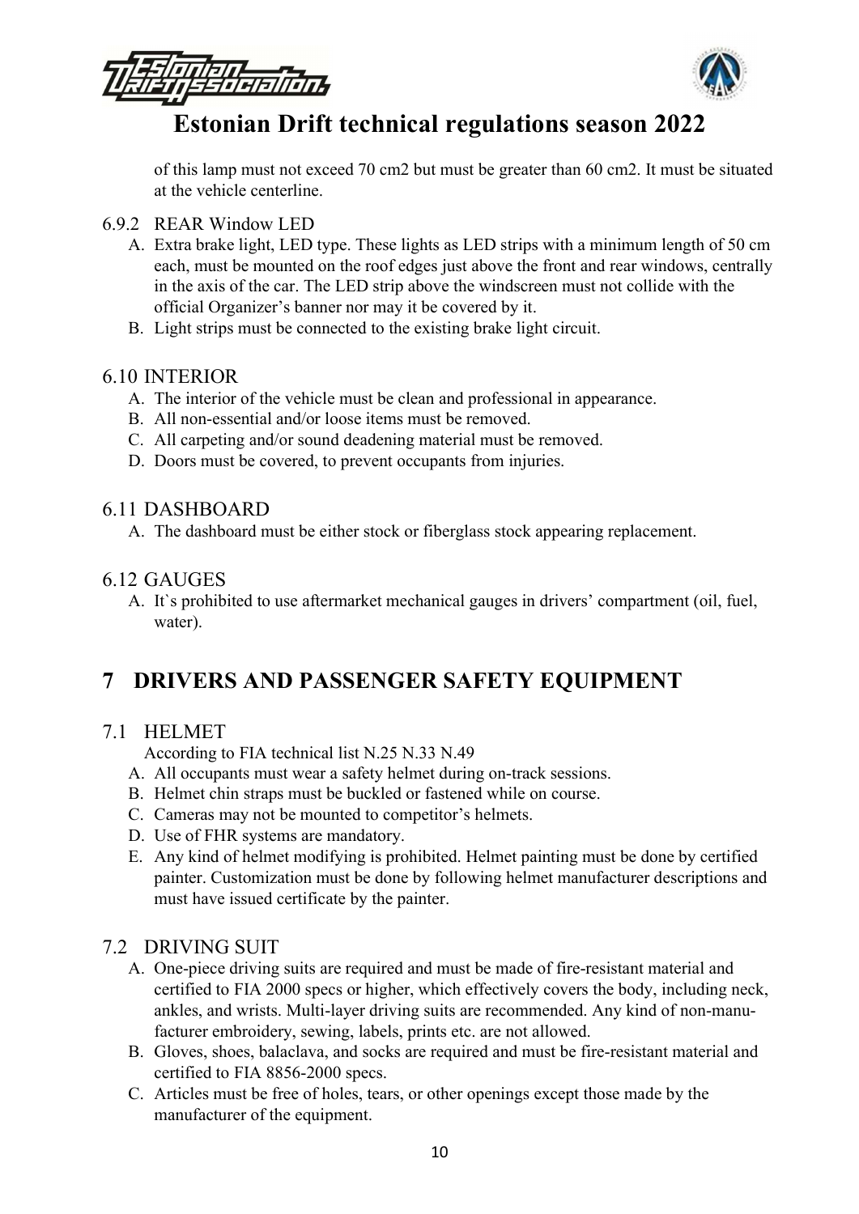of this lamp must not exceed 70 cm2 but must be greater than 60 cm2. It must be situated at the vehicle centerline.

### 6.9.2 REAR Window LED

A. Extra brake light, LED type. These lights as LED strips with a minimum length of 50 cm each, must be mounted on the roof edges just above the front and rear windows, centrally in the axis of the car. The LED strip above the windscreen must not collide with the official Organizer's banner nor may it be covered by it.
B. Light strips must be connected to the existing brake light circuit.

## 6.10 INTERIOR

A. The interior of the vehicle must be clean and professional in appearance.
B. All non-essential and/or loose items must be removed.
C. All carpeting and/or sound deadening material must be removed.
D. Doors must be covered, to prevent occupants from injuries.

## 6.11 DASHBOARD

A. The dashboard must be either stock or fiberglass stock appearing replacement.

## 6.12 GAUGES

A. It`s prohibited to use aftermarket mechanical gauges in drivers' compartment (oil, fuel, water).

# 7 DRIVERS AND PASSENGER SAFETY EQUIPMENT

## 7.1 HELMET

According to FIA technical list N.25 N.33 N.49

A. All occupants must wear a safety helmet during on-track sessions.
B. Helmet chin straps must be buckled or fastened while on course.
C. Cameras may not be mounted to competitor's helmets.
D. Use of FHR systems are mandatory.
E. Any kind of helmet modifying is prohibited. Helmet painting must be done by certified painter. Customization must be done by following helmet manufacturer descriptions and must have issued certificate by the painter.

## 7.2 DRIVING SUIT

A. One-piece driving suits are required and must be made of fire-resistant material and certified to FIA 2000 specs or higher, which effectively covers the body, including neck, ankles, and wrists. Multi-layer driving suits are recommended. Any kind of non-manufacturer embroidery, sewing, labels, prints etc. are not allowed.
B. Gloves, shoes, balaclava, and socks are required and must be fire-resistant material and certified to FIA 8856-2000 specs.
C. Articles must be free of holes, tears, or other openings except those made by the manufacturer of the equipment.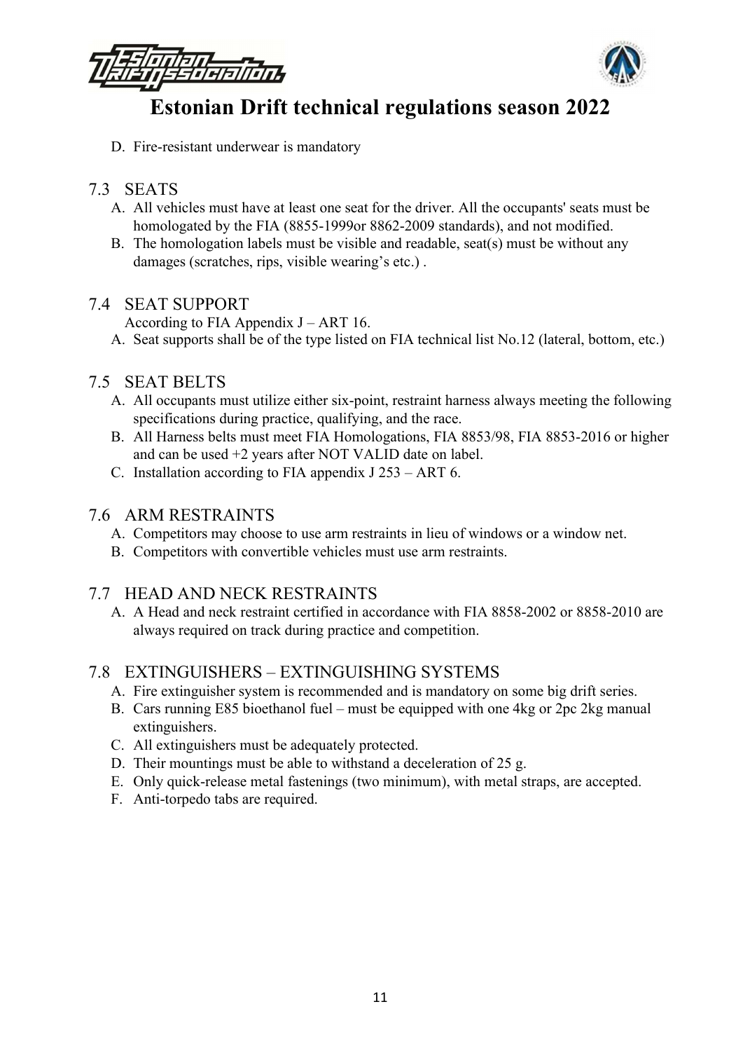D. Fire-resistant underwear is mandatory

## 7.3 SEATS

A. All vehicles must have at least one seat for the driver. All the occupants' seats must be homologated by the FIA (8855-1999or 8862-2009 standards), and not modified.
B. The homologation labels must be visible and readable, seat(s) must be without any damages (scratches, rips, visible wearing's etc.) .

## 7.4 SEAT SUPPORT

According to FIA Appendix J – ART 16.

A. Seat supports shall be of the type listed on FIA technical list No.12 (lateral, bottom, etc.)

## 7.5 SEAT BELTS

A. All occupants must utilize either six-point, restraint harness always meeting the following specifications during practice, qualifying, and the race.
B. All Harness belts must meet FIA Homologations, FIA 8853/98, FIA 8853-2016 or higher and can be used +2 years after NOT VALID date on label.
C. Installation according to FIA appendix J 253 – ART 6.

## 7.6 ARM RESTRAINTS

A. Competitors may choose to use arm restraints in lieu of windows or a window net.
B. Competitors with convertible vehicles must use arm restraints.

## 7.7 HEAD AND NECK RESTRAINTS

A. A Head and neck restraint certified in accordance with FIA 8858-2002 or 8858-2010 are always required on track during practice and competition.

## 7.8 EXTINGUISHERS – EXTINGUISHING SYSTEMS

A. Fire extinguisher system is recommended and is mandatory on some big drift series.
B. Cars running E85 bioethanol fuel – must be equipped with one 4kg or 2pc 2kg manual extinguishers.
C. All extinguishers must be adequately protected.
D. Their mountings must be able to withstand a deceleration of 25 g.
E. Only quick-release metal fastenings (two minimum), with metal straps, are accepted.
F. Anti-torpedo tabs are required.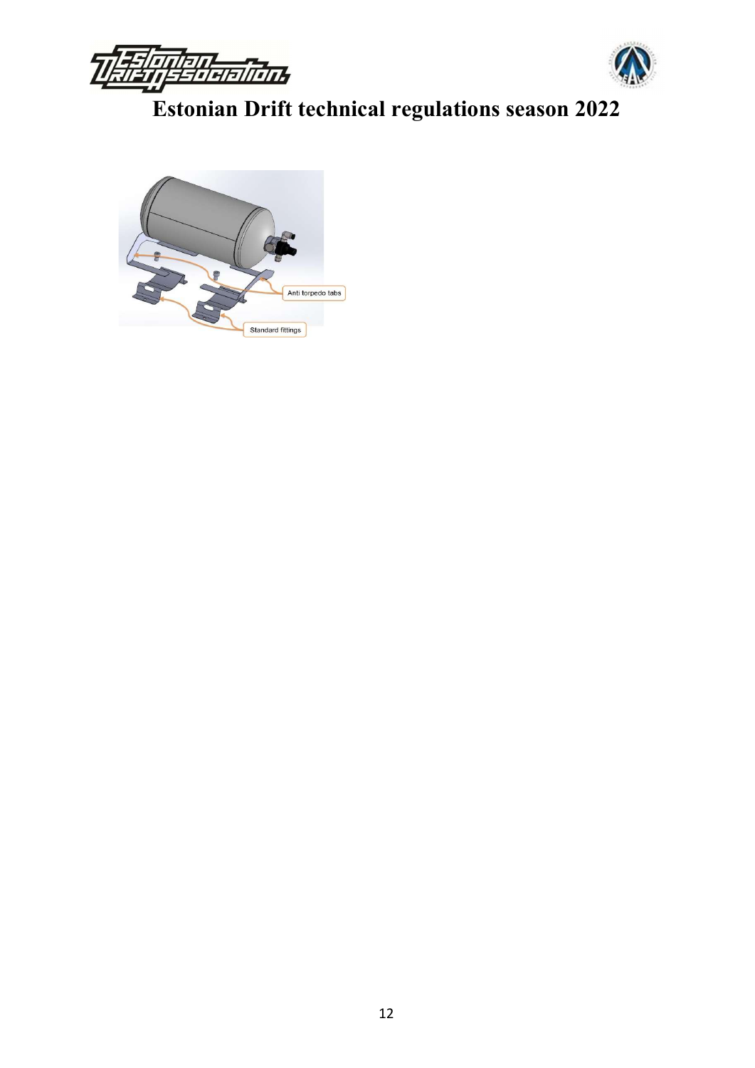Anti torpedo tabs

Standard fittings